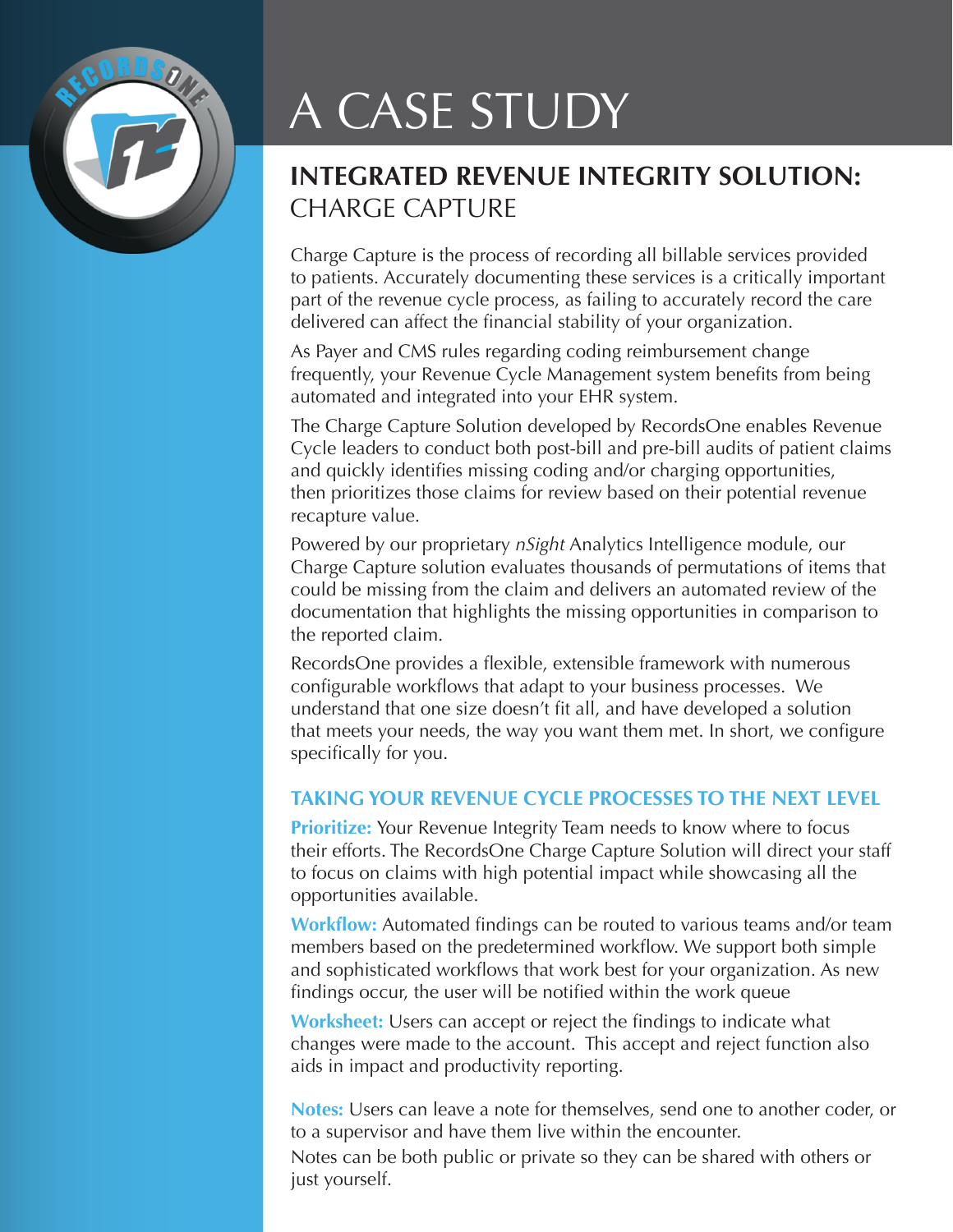# A CASE STUDY

## INTEGRATED REVENUE INTEGRITY SOLUTION: CHARGE CAPTURE

Charge Capture is the process of recording all billable services provided to patients. Accurately documenting these services is a critically important part of the revenue cycle process, as failing to accurately record the care delivered can affect the financial stability of your organization.

As Payer and CMS rules regarding coding reimbursement change frequently, your Revenue Cycle Management system benefits from being automated and integrated into your EHR system.

The Charge Capture Solution developed by RecordsOne enables Revenue Cycle leaders to conduct both post-bill and pre-bill audits of patient claims and quickly identifies missing coding and/or charging opportunities, then prioritizes those claims for review based on their potential revenue recapture value.

Powered by our proprietary *nSight* Analytics Intelligence module, our Charge Capture solution evaluates thousands of permutations of items that could be missing from the claim and delivers an automated review of the documentation that highlights the missing opportunities in comparison to the reported claim.

RecordsOne provides a flexible, extensible framework with numerous configurable workflows that adapt to your business processes. We understand that one size doesn't fit all, and have developed a solution that meets your needs, the way you want them met. In short, we configure specifically for you.

### TAKING YOUR REVENUE CYCLE PROCESSES TO THE NEXT LEVEL

**Prioritize:** Your Revenue Integrity Team needs to know where to focus their efforts. The RecordsOne Charge Capture Solution will direct your staff to focus on claims with high potential impact while showcasing all the opportunities available.

**Workflow:** Automated findings can be routed to various teams and/or team members based on the predetermined workflow. We support both simple and sophisticated workflows that work best for your organization. As new findings occur, the user will be notified within the work queue

**Worksheet:** Users can accept or reject the findings to indicate what changes were made to the account. This accept and reject function also aids in impact and productivity reporting.

**Notes:** Users can leave a note for themselves, send one to another coder, or to a supervisor and have them live within the encounter.
Notes can be both public or private so they can be shared with others or just yourself.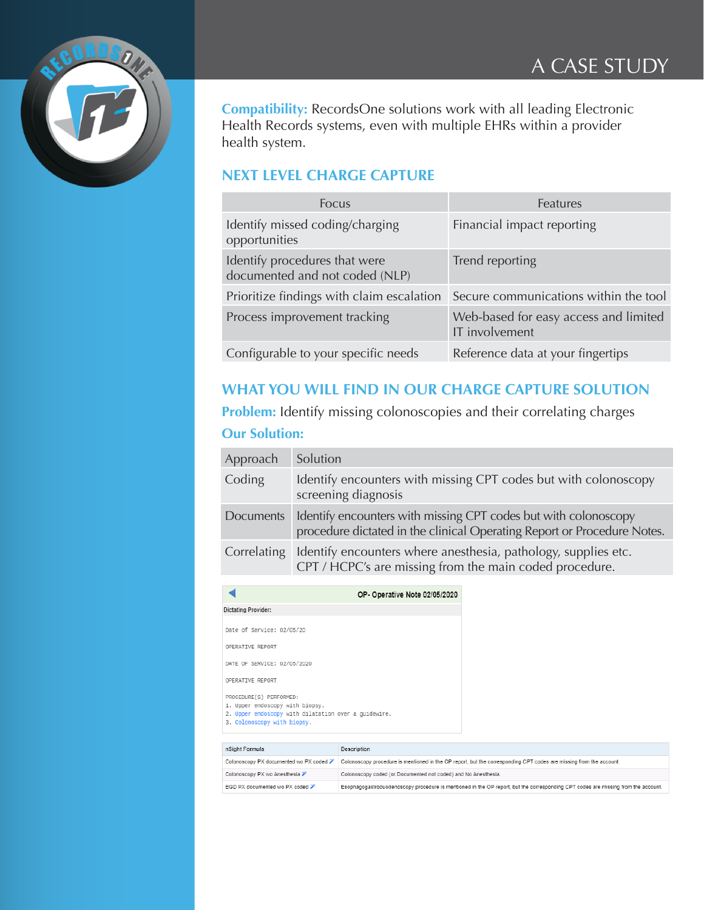# A CASE STUDY

**Compatibility:** RecordsOne solutions work with all leading Electronic Health Records systems, even with multiple EHRs within a provider health system.

## NEXT LEVEL CHARGE CAPTURE

| Focus | Features |
|---|---|
| Identify missed coding/charging opportunities | Financial impact reporting |
| Identify procedures that were documented and not coded (NLP) | Trend reporting |
| Prioritize findings with claim escalation | Secure communications within the tool |
| Process improvement tracking | Web-based for easy access and limited IT involvement |
| Configurable to your specific needs | Reference data at your fingertips |

## WHAT YOU WILL FIND IN OUR CHARGE CAPTURE SOLUTION

**Problem:** Identify missing colonoscopies and their correlating charges

**Our Solution:**

| Approach | Solution |
|---|---|
| Coding | Identify encounters with missing CPT codes but with colonoscopy screening diagnosis |
| Documents | Identify encounters with missing CPT codes but with colonoscopy procedure dictated in the clinical Operating Report or Procedure Notes. |
| Correlating | Identify encounters where anesthesia, pathology, supplies etc. CPT / HCPC's are missing from the main coded procedure. |

**OP- Operative Note 02/05/2020**

Dictating Provider:

```
Date of Service: 02/05/20

OPERATIVE REPORT

DATE OF SERVICE: 02/05/2020

OPERATIVE REPORT

PROCEDURE(S) PERFORMED:
1. Upper endoscopy with biopsy.
2. Upper endoscopy with dilatation over a guidewire.
3. Colonoscopy with biopsy.
```

| nSight Formula | Description |
|---|---|
| Colonoscopy PX documented wo PX coded | Colonoscopy procedure is mentioned in the OP report, but the corresponding CPT codes are missing from the account |
| Colonoscopy PX wo Anesthesia | Colonoscopy coded (or Documented not coded) and No Anesthesia |
| EGD PX documented wo PX coded | Esophagogastroduodenoscopy procedure is mentioned in the OP report, but the corresponding CPT codes are missing from the account. |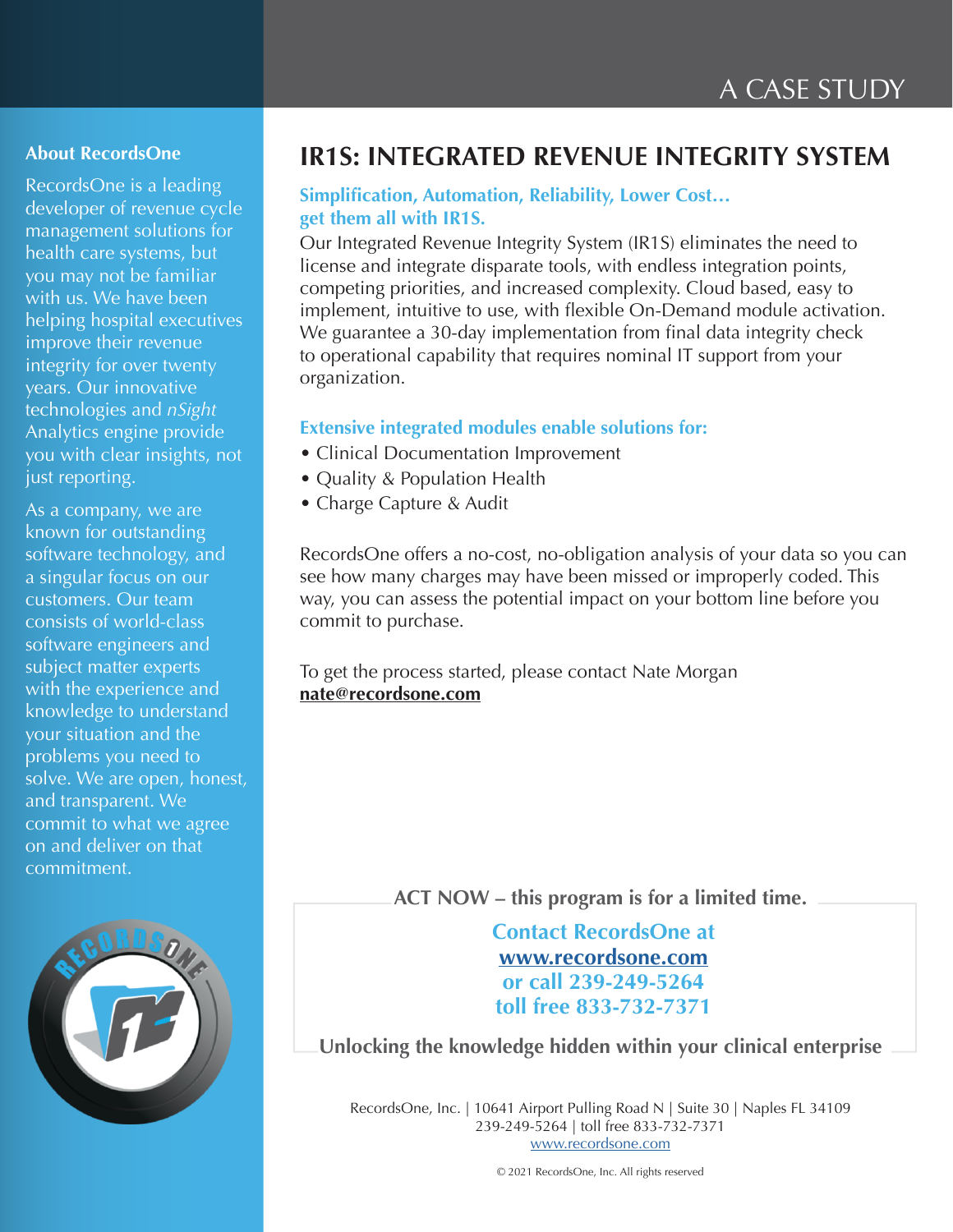A CASE STUDY

## About RecordsOne

RecordsOne is a leading developer of revenue cycle management solutions for health care systems, but you may not be familiar with us. We have been helping hospital executives improve their revenue integrity for over twenty years. Our innovative technologies and *nSight* Analytics engine provide you with clear insights, not just reporting.

As a company, we are known for outstanding software technology, and a singular focus on our customers. Our team consists of world-class software engineers and subject matter experts with the experience and knowledge to understand your situation and the problems you need to solve. We are open, honest, and transparent. We commit to what we agree on and deliver on that commitment.

# IR1S: INTEGRATED REVENUE INTEGRITY SYSTEM

**Simplification, Automation, Reliability, Lower Cost…
get them all with IR1S.**

Our Integrated Revenue Integrity System (IR1S) eliminates the need to license and integrate disparate tools, with endless integration points, competing priorities, and increased complexity. Cloud based, easy to implement, intuitive to use, with flexible On-Demand module activation. We guarantee a 30-day implementation from final data integrity check to operational capability that requires nominal IT support from your organization.

**Extensive integrated modules enable solutions for:**

- Clinical Documentation Improvement
- Quality & Population Health
- Charge Capture & Audit

RecordsOne offers a no-cost, no-obligation analysis of your data so you can see how many charges may have been missed or improperly coded. This way, you can assess the potential impact on your bottom line before you commit to purchase.

To get the process started, please contact Nate Morgan
**nate@recordsone.com**

**ACT NOW – this program is for a limited time.**

**Contact RecordsOne at
www.recordsone.com
or call 239-249-5264
toll free 833-732-7371**

**Unlocking the knowledge hidden within your clinical enterprise**

RecordsOne, Inc. | 10641 Airport Pulling Road N | Suite 30 | Naples FL 34109
239-249-5264 | toll free 833-732-7371
www.recordsone.com

© 2021 RecordsOne, Inc. All rights reserved